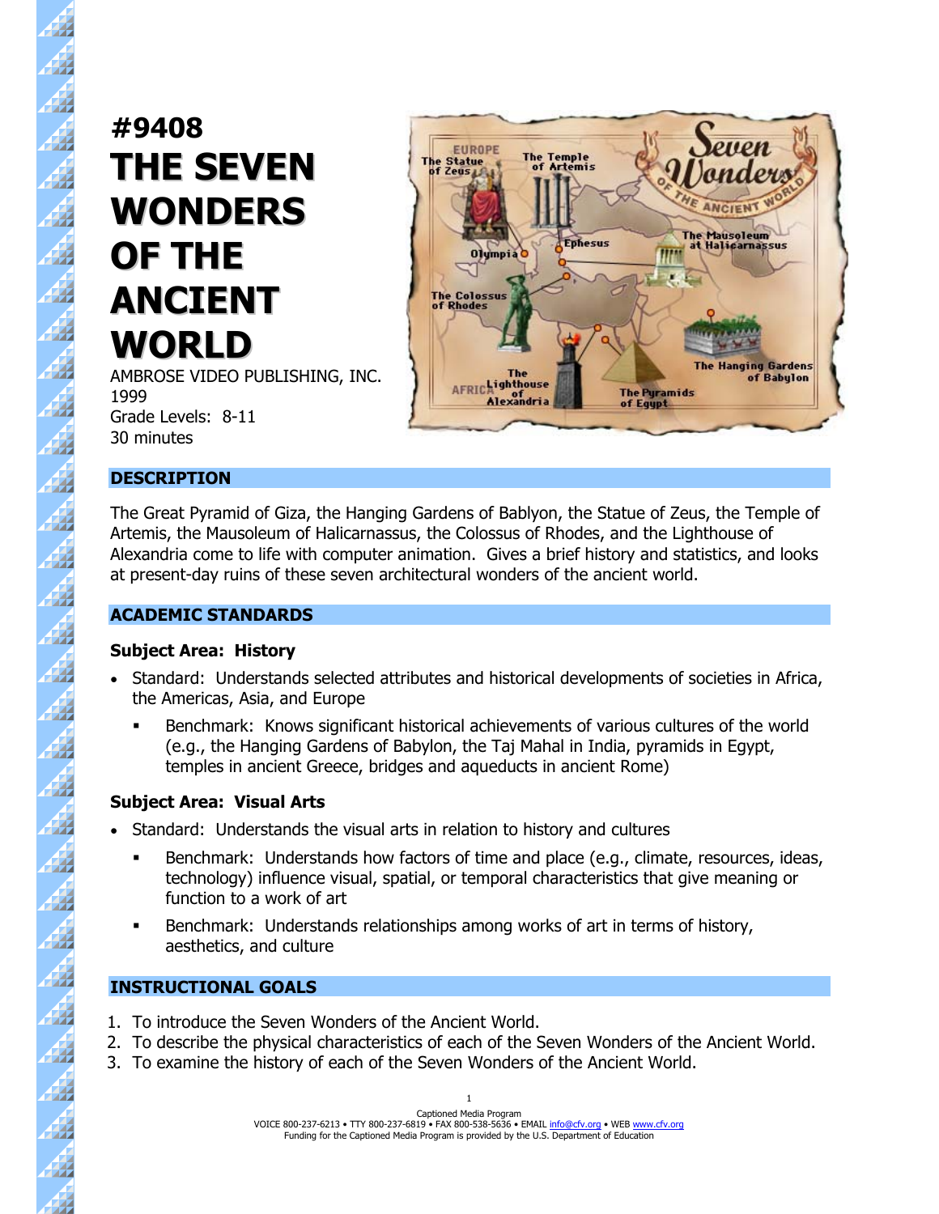# #9408 THE SEVEN WONDERS OF THE ANCIENT WORLD

AMBROSE VIDEO PUBLISHING, INC.
1999
Grade Levels: 8-11
30 minutes

## DESCRIPTION

The Great Pyramid of Giza, the Hanging Gardens of Bablyon, the Statue of Zeus, the Temple of Artemis, the Mausoleum of Halicarnassus, the Colossus of Rhodes, and the Lighthouse of Alexandria come to life with computer animation. Gives a brief history and statistics, and looks at present-day ruins of these seven architectural wonders of the ancient world.

## ACADEMIC STANDARDS

### Subject Area: History

- Standard: Understands selected attributes and historical developments of societies in Africa, the Americas, Asia, and Europe
  - Benchmark: Knows significant historical achievements of various cultures of the world (e.g., the Hanging Gardens of Babylon, the Taj Mahal in India, pyramids in Egypt, temples in ancient Greece, bridges and aqueducts in ancient Rome)

### Subject Area: Visual Arts

- Standard: Understands the visual arts in relation to history and cultures
  - Benchmark: Understands how factors of time and place (e.g., climate, resources, ideas, technology) influence visual, spatial, or temporal characteristics that give meaning or function to a work of art
  - Benchmark: Understands relationships among works of art in terms of history, aesthetics, and culture

## INSTRUCTIONAL GOALS

1. To introduce the Seven Wonders of the Ancient World.
2. To describe the physical characteristics of each of the Seven Wonders of the Ancient World.
3. To examine the history of each of the Seven Wonders of the Ancient World.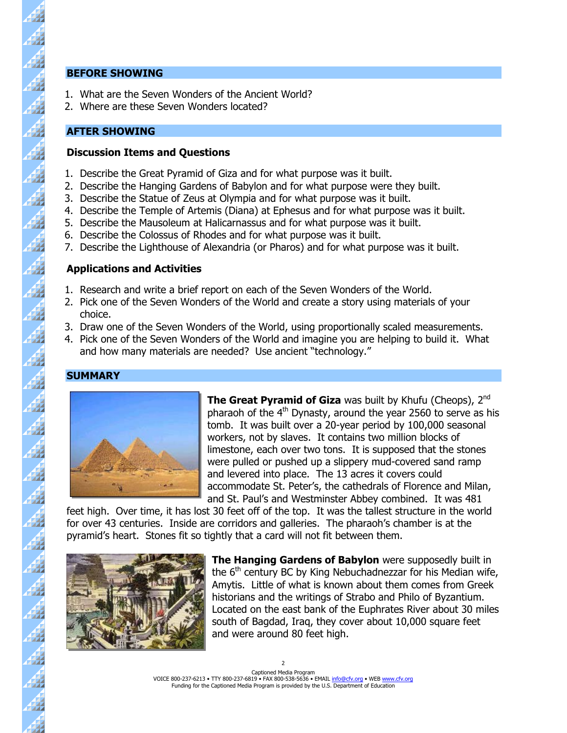## BEFORE SHOWING

1. What are the Seven Wonders of the Ancient World?
2. Where are these Seven Wonders located?

## AFTER SHOWING

### Discussion Items and Questions

1. Describe the Great Pyramid of Giza and for what purpose was it built.
2. Describe the Hanging Gardens of Babylon and for what purpose were they built.
3. Describe the Statue of Zeus at Olympia and for what purpose was it built.
4. Describe the Temple of Artemis (Diana) at Ephesus and for what purpose was it built.
5. Describe the Mausoleum at Halicarnassus and for what purpose was it built.
6. Describe the Colossus of Rhodes and for what purpose was it built.
7. Describe the Lighthouse of Alexandria (or Pharos) and for what purpose was it built.

### Applications and Activities

1. Research and write a brief report on each of the Seven Wonders of the World.
2. Pick one of the Seven Wonders of the World and create a story using materials of your choice.
3. Draw one of the Seven Wonders of the World, using proportionally scaled measurements.
4. Pick one of the Seven Wonders of the World and imagine you are helping to build it. What and how many materials are needed? Use ancient "technology."

## SUMMARY

**The Great Pyramid of Giza** was built by Khufu (Cheops), 2nd pharaoh of the 4th Dynasty, around the year 2560 to serve as his tomb. It was built over a 20-year period by 100,000 seasonal workers, not by slaves. It contains two million blocks of limestone, each over two tons. It is supposed that the stones were pulled or pushed up a slippery mud-covered sand ramp and levered into place. The 13 acres it covers could accommodate St. Peter's, the cathedrals of Florence and Milan, and St. Paul's and Westminster Abbey combined. It was 481 feet high. Over time, it has lost 30 feet off of the top. It was the tallest structure in the world for over 43 centuries. Inside are corridors and galleries. The pharaoh's chamber is at the pyramid's heart. Stones fit so tightly that a card will not fit between them.

**The Hanging Gardens of Babylon** were supposedly built in the 6th century BC by King Nebuchadnezzar for his Median wife, Amytis. Little of what is known about them comes from Greek historians and the writings of Strabo and Philo of Byzantium. Located on the east bank of the Euphrates River about 30 miles south of Bagdad, Iraq, they cover about 10,000 square feet and were around 80 feet high.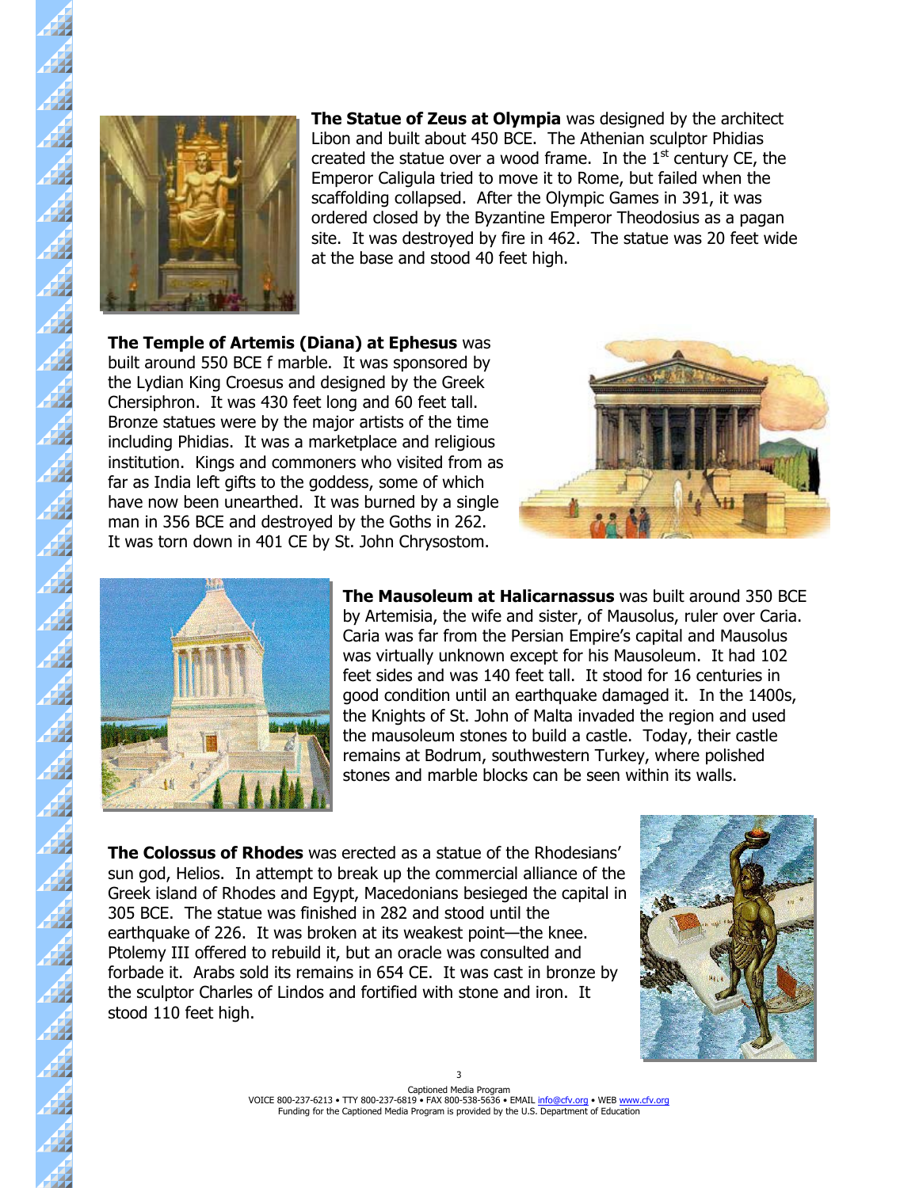**The Statue of Zeus at Olympia** was designed by the architect Libon and built about 450 BCE. The Athenian sculptor Phidias created the statue over a wood frame. In the 1st century CE, the Emperor Caligula tried to move it to Rome, but failed when the scaffolding collapsed. After the Olympic Games in 391, it was ordered closed by the Byzantine Emperor Theodosius as a pagan site. It was destroyed by fire in 462. The statue was 20 feet wide at the base and stood 40 feet high.

**The Temple of Artemis (Diana) at Ephesus** was built around 550 BCE f marble. It was sponsored by the Lydian King Croesus and designed by the Greek Chersiphron. It was 430 feet long and 60 feet tall. Bronze statues were by the major artists of the time including Phidias. It was a marketplace and religious institution. Kings and commoners who visited from as far as India left gifts to the goddess, some of which have now been unearthed. It was burned by a single man in 356 BCE and destroyed by the Goths in 262. It was torn down in 401 CE by St. John Chrysostom.

**The Mausoleum at Halicarnassus** was built around 350 BCE by Artemisia, the wife and sister, of Mausolus, ruler over Caria. Caria was far from the Persian Empire's capital and Mausolus was virtually unknown except for his Mausoleum. It had 102 feet sides and was 140 feet tall. It stood for 16 centuries in good condition until an earthquake damaged it. In the 1400s, the Knights of St. John of Malta invaded the region and used the mausoleum stones to build a castle. Today, their castle remains at Bodrum, southwestern Turkey, where polished stones and marble blocks can be seen within its walls.

**The Colossus of Rhodes** was erected as a statue of the Rhodesians' sun god, Helios. In attempt to break up the commercial alliance of the Greek island of Rhodes and Egypt, Macedonians besieged the capital in 305 BCE. The statue was finished in 282 and stood until the earthquake of 226. It was broken at its weakest point—the knee. Ptolemy III offered to rebuild it, but an oracle was consulted and forbade it. Arabs sold its remains in 654 CE. It was cast in bronze by the sculptor Charles of Lindos and fortified with stone and iron. It stood 110 feet high.

Captioned Media Program
VOICE 800-237-6213 • TTY 800-237-6819 • FAX 800-538-5636 • EMAIL info@cfv.org • WEB www.cfv.org
Funding for the Captioned Media Program is provided by the U.S. Department of Education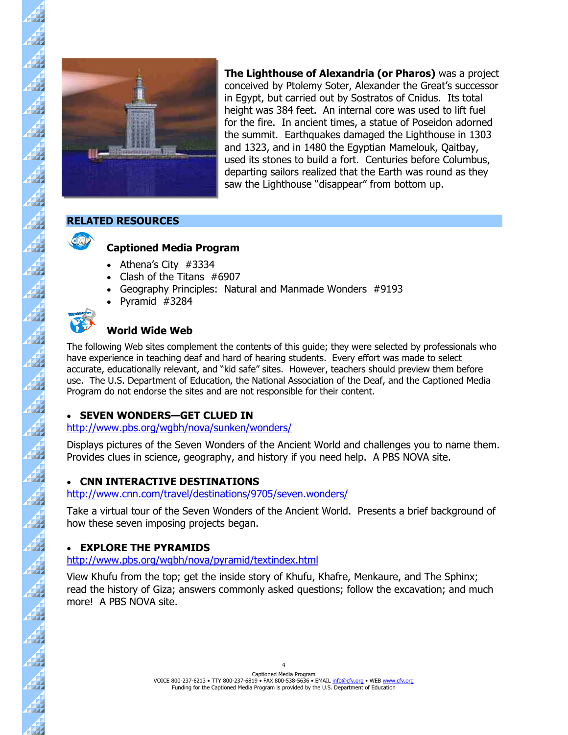**The Lighthouse of Alexandria (or Pharos)** was a project conceived by Ptolemy Soter, Alexander the Great's successor in Egypt, but carried out by Sostratos of Cnidus. Its total height was 384 feet. An internal core was used to lift fuel for the fire. In ancient times, a statue of Poseidon adorned the summit. Earthquakes damaged the Lighthouse in 1303 and 1323, and in 1480 the Egyptian Mamelouk, Qaitbay, used its stones to build a fort. Centuries before Columbus, departing sailors realized that the Earth was round as they saw the Lighthouse "disappear" from bottom up.

## RELATED RESOURCES

### Captioned Media Program

- Athena's City #3334
- Clash of the Titans #6907
- Geography Principles: Natural and Manmade Wonders #9193
- Pyramid #3284

### World Wide Web

The following Web sites complement the contents of this guide; they were selected by professionals who have experience in teaching deaf and hard of hearing students. Every effort was made to select accurate, educationally relevant, and "kid safe" sites. However, teachers should preview them before use. The U.S. Department of Education, the National Association of the Deaf, and the Captioned Media Program do not endorse the sites and are not responsible for their content.

- **SEVEN WONDERS—GET CLUED IN**

http://www.pbs.org/wgbh/nova/sunken/wonders/

Displays pictures of the Seven Wonders of the Ancient World and challenges you to name them. Provides clues in science, geography, and history if you need help. A PBS NOVA site.

- **CNN INTERACTIVE DESTINATIONS**

http://www.cnn.com/travel/destinations/9705/seven.wonders/

Take a virtual tour of the Seven Wonders of the Ancient World. Presents a brief background of how these seven imposing projects began.

- **EXPLORE THE PYRAMIDS**

http://www.pbs.org/wgbh/nova/pyramid/textindex.html

View Khufu from the top; get the inside story of Khufu, Khafre, Menkaure, and The Sphinx; read the history of Giza; answers commonly asked questions; follow the excavation; and much more! A PBS NOVA site.